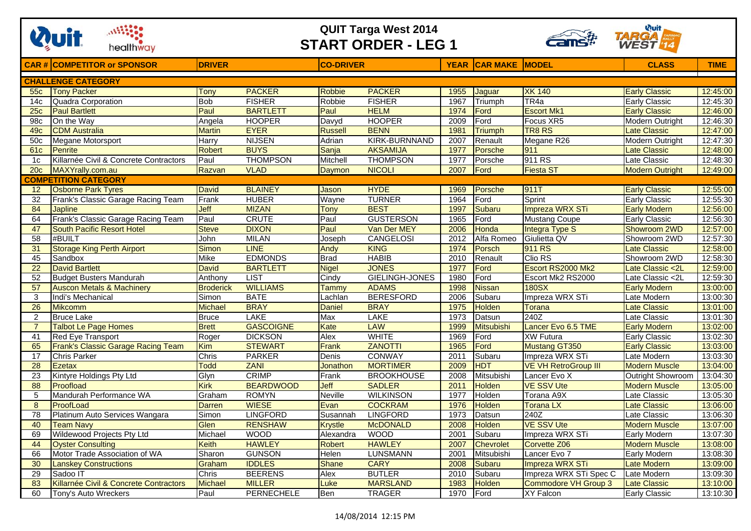# QUIT Targa West 2014
## START ORDER - LEG 1

| CAR # | COMPETITOR or SPONSOR | DRIVER | | CO-DRIVER | | YEAR | CAR MAKE | MODEL | CLASS | TIME |
|---|---|---|---|---|---|---|---|---|---|---|
| **CHALLENGE CATEGORY** | | | | | | | | | | |
| 55c | Tony Packer | Tony | PACKER | Robbie | PACKER | 1955 | Jaguar | XK 140 | Early Classic | 12:45:00 |
| 14c | Quadra Corporation | Bob | FISHER | Robbie | FISHER | 1967 | Triumph | TR4a | Early Classic | 12:45:30 |
| 25c | Paul Bartlett | Paul | BARTLETT | Paul | HELM | 1974 | Ford | Escort Mk1 | Early Classic | 12:46:00 |
| 98c | On the Way | Angela | HOOPER | Davyd | HOOPER | 2009 | Ford | Focus XR5 | Modern Outright | 12:46:30 |
| 49c | CDM Australia | Martin | EYER | Russell | BENN | 1981 | Triumph | TR8 RS | Late Classic | 12:47:00 |
| 50c | Megane Motorsport | Harry | NIJSEN | Adrian | KIRK-BURNNAND | 2007 | Renault | Megane R26 | Modern Outright | 12:47:30 |
| 61c | Penrite | Robert | BUYS | Sanja | AKSAMIJA | 1977 | Porsche | 911 | Late Classic | 12:48:00 |
| 1c | Killarnée Civil & Concrete Contractors | Paul | THOMPSON | Mitchell | THOMPSON | 1977 | Porsche | 911 RS | Late Classic | 12:48:30 |
| 20c | MAXYrally.com.au | Razvan | VLAD | Daymon | NICOLI | 2007 | Ford | Fiesta ST | Modern Outright | 12:49:00 |
| **COMPETITION CATEGORY** | | | | | | | | | | |
| 12 | Osborne Park Tyres | David | BLAINEY | Jason | HYDE | 1969 | Porsche | 911T | Early Classic | 12:55:00 |
| 32 | Frank's Classic Garage Racing Team | Frank | HUBER | Wayne | TURNER | 1964 | Ford | Sprint | Early Classic | 12:55:30 |
| 84 | Japline | Jeff | MIZAN | Tony | BEST | 1997 | Subaru | Impreza WRX STi | Early Modern | 12:56:00 |
| 64 | Frank's Classic Garage Racing Team | Paul | CRUTE | Paul | GUSTERSON | 1965 | Ford | Mustang Coupe | Early Classic | 12:56:30 |
| 47 | South Pacific Resort Hotel | Steve | DIXON | Paul | Van Der MEY | 2006 | Honda | Integra Type S | Showroom 2WD | 12:57:00 |
| 58 | #BUILT | John | MILAN | Joseph | CANGELOSI | 2012 | Alfa Romeo | Giulietta QV | Showroom 2WD | 12:57:30 |
| 31 | Storage King Perth Airport | Simon | LINE | Andy | KING | 1974 | Porsch | 911 RS | Late Classic | 12:58:00 |
| 45 | Sandbox | Mike | EDMONDS | Brad | HABIB | 2010 | Renault | Clio RS | Showroom 2WD | 12:58:30 |
| 22 | David Bartlett | David | BARTLETT | Nigel | JONES | 1977 | Ford | Escort RS2000 Mk2 | Late Classic <2L | 12:59:00 |
| 52 | Budget Busters Mandurah | Anthony | LIST | Cindy | GIELINGH-JONES | 1980 | Ford | Escort Mk2 RS2000 | Late Classic <2L | 12:59:30 |
| 57 | Auscon Metals & Machinery | Broderick | WILLIAMS | Tammy | ADAMS | 1998 | Nissan | 180SX | Early Modern | 13:00:00 |
| 3 | Indi's Mechanical | Simon | BATE | Lachlan | BERESFORD | 2006 | Subaru | Impreza WRX STi | Late Modern | 13:00:30 |
| 26 | Mikcomm | Michael | BRAY | Daniel | BRAY | 1975 | Holden | Torana | Late Classic | 13:01:00 |
| 2 | Bruce Lake | Bruce | LAKE | Max | LAKE | 1973 | Datsun | 240Z | Late Classic | 13:01:30 |
| 7 | Talbot Le Page Homes | Brett | GASCOIGNE | Kate | LAW | 1999 | Mitsubishi | Lancer Evo 6.5 TME | Early Modern | 13:02:00 |
| 41 | Red Eye Transport | Roger | DICKSON | Alex | WHITE | 1969 | Ford | XW Futura | Early Classic | 13:02:30 |
| 65 | Frank's Classic Garage Racing Team | Kim | STEWART | Frank | ZANOTTI | 1965 | Ford | Mustang GT350 | Early Classic | 13:03:00 |
| 17 | Chris Parker | Chris | PARKER | Denis | CONWAY | 2011 | Subaru | Impreza WRX STi | Late Modern | 13:03:30 |
| 28 | Ezetax | Todd | ZANI | Jonathon | MORTIMER | 2009 | HDT | VE VH RetroGroup III | Modern Muscle | 13:04:00 |
| 23 | Kintyre Holdings Pty Ltd | Glyn | CRIMP | Frank | BROOKHOUSE | 2008 | Mitsubishi | Lancer Evo X | Outright Showroom | 13:04:30 |
| 88 | Proofload | Kirk | BEARDWOOD | Jeff | SADLER | 2011 | Holden | VE SSV Ute | Modern Muscle | 13:05:00 |
| 5 | Mandurah Performance WA | Graham | ROMYN | Neville | WILKINSON | 1977 | Holden | Torana A9X | Late Classic | 13:05:30 |
| 8 | ProofLoad | Darren | WIESE | Evan | COCKRAM | 1976 | Holden | Torana LX | Late Classic | 13:06:00 |
| 78 | Platinum Auto Services Wangara | Simon | LINGFORD | Susannah | LINGFORD | 1973 | Datsun | 240Z | Late Classic | 13:06:30 |
| 40 | Team Navy | Glen | RENSHAW | Krystle | McDONALD | 2008 | Holden | VE SSV Ute | Modern Muscle | 13:07:00 |
| 69 | Wildewood Projects Pty Ltd | Michael | WOOD | Alexandra | WOOD | 2001 | Subaru | Impreza WRX STi | Early Modern | 13:07:30 |
| 44 | Oyster Consulting | Keith | HAWLEY | Robert | HAWLEY | 2007 | Chevrolet | Corvette Z06 | Modern Muscle | 13:08:00 |
| 66 | Motor Trade Association of WA | Sharon | GUNSON | Helen | LUNSMANN | 2001 | Mitsubishi | Lancer Evo 7 | Early Modern | 13:08:30 |
| 30 | Lanskey Constructions | Graham | IDDLES | Shane | CARY | 2008 | Subaru | Impreza WRX STi | Late Modern | 13:09:00 |
| 29 | Sadoo IT | Chris | BEERENS | Alex | BUTLER | 2010 | Subaru | Impreza WRX STi Spec C | Late Modern | 13:09:30 |
| 83 | Killarnée Civil & Concrete Contractors | Michael | MILLER | Luke | MARSLAND | 1983 | Holden | Commodore VH Group 3 | Late Classic | 13:10:00 |
| 60 | Tony's Auto Wreckers | Paul | PERNECHELE | Ben | TRAGER | 1970 | Ford | XY Falcon | Early Classic | 13:10:30 |

14/08/2014 12:15 PM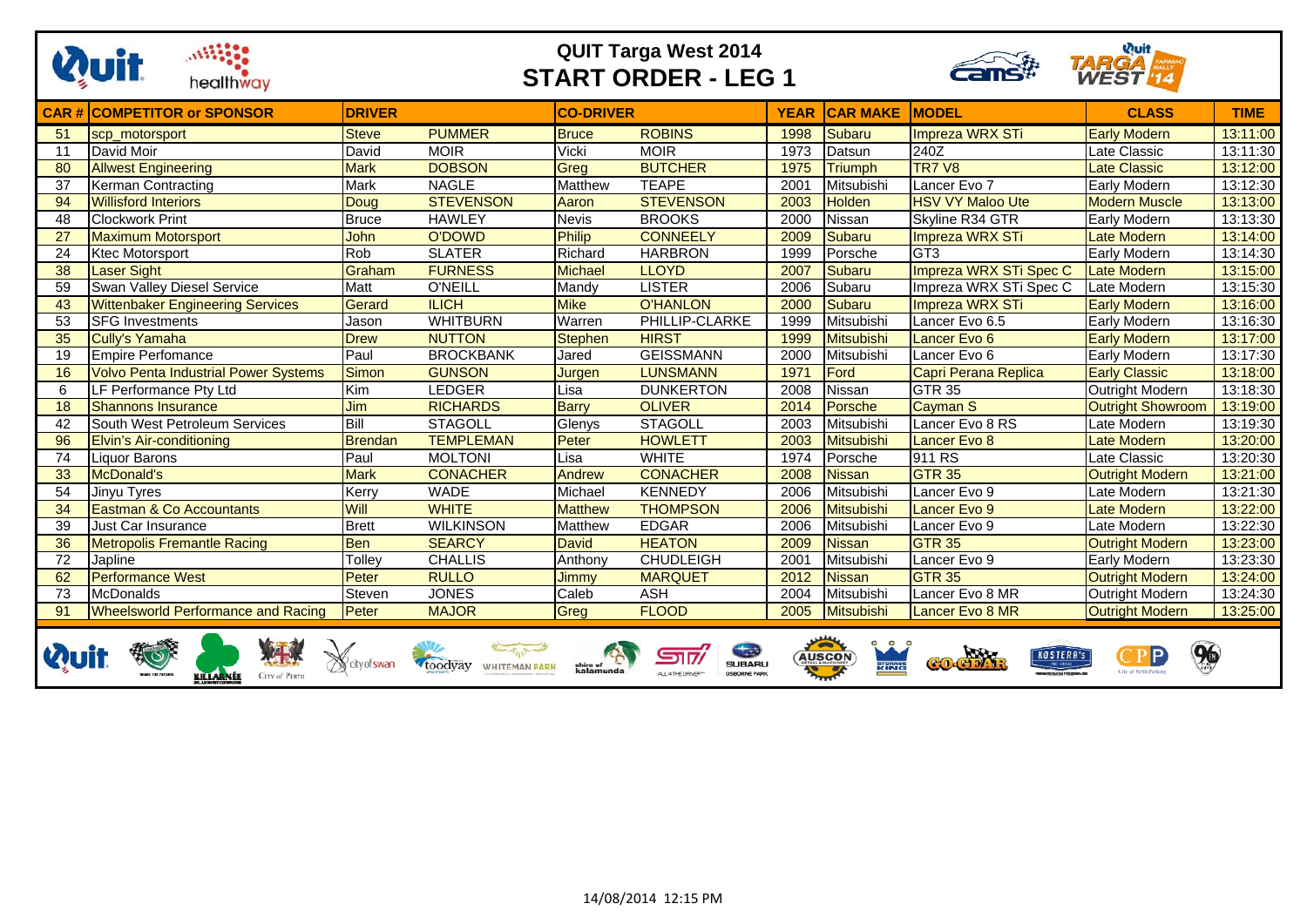# QUIT Targa West 2014
## START ORDER - LEG 1

| CAR # | COMPETITOR or SPONSOR | DRIVER | | CO-DRIVER | | YEAR | CAR MAKE | MODEL | CLASS | TIME |
|---|---|---|---|---|---|---|---|---|---|---|
| 51 | scp_motorsport | Steve | PUMMER | Bruce | ROBINS | 1998 | Subaru | Impreza WRX STi | Early Modern | 13:11:00 |
| 11 | David Moir | David | MOIR | Vicki | MOIR | 1973 | Datsun | 240Z | Late Classic | 13:11:30 |
| 80 | Allwest Engineering | Mark | DOBSON | Greg | BUTCHER | 1975 | Triumph | TR7 V8 | Late Classic | 13:12:00 |
| 37 | Kerman Contracting | Mark | NAGLE | Matthew | TEAPE | 2001 | Mitsubishi | Lancer Evo 7 | Early Modern | 13:12:30 |
| 94 | Willisford Interiors | Doug | STEVENSON | Aaron | STEVENSON | 2003 | Holden | HSV VY Maloo Ute | Modern Muscle | 13:13:00 |
| 48 | Clockwork Print | Bruce | HAWLEY | Nevis | BROOKS | 2000 | Nissan | Skyline R34 GTR | Early Modern | 13:13:30 |
| 27 | Maximum Motorsport | John | O'DOWD | Philip | CONNEELY | 2009 | Subaru | Impreza WRX STi | Late Modern | 13:14:00 |
| 24 | Ktec Motorsport | Rob | SLATER | Richard | HARBRON | 1999 | Porsche | GT3 | Early Modern | 13:14:30 |
| 38 | Laser Sight | Graham | FURNESS | Michael | LLOYD | 2007 | Subaru | Impreza WRX STi Spec C | Late Modern | 13:15:00 |
| 59 | Swan Valley Diesel Service | Matt | O'NEILL | Mandy | LISTER | 2006 | Subaru | Impreza WRX STi Spec C | Late Modern | 13:15:30 |
| 43 | Wittenbaker Engineering Services | Gerard | ILICH | Mike | O'HANLON | 2000 | Subaru | Impreza WRX STi | Early Modern | 13:16:00 |
| 53 | SFG Investments | Jason | WHITBURN | Warren | PHILLIP-CLARKE | 1999 | Mitsubishi | Lancer Evo 6.5 | Early Modern | 13:16:30 |
| 35 | Cully's Yamaha | Drew | NUTTON | Stephen | HIRST | 1999 | Mitsubishi | Lancer Evo 6 | Early Modern | 13:17:00 |
| 19 | Empire Perfomance | Paul | BROCKBANK | Jared | GEISSMANN | 2000 | Mitsubishi | Lancer Evo 6 | Early Modern | 13:17:30 |
| 16 | Volvo Penta Industrial Power Systems | Simon | GUNSON | Jurgen | LUNSMANN | 1971 | Ford | Capri Perana Replica | Early Classic | 13:18:00 |
| 6 | LF Performance Pty Ltd | Kim | LEDGER | Lisa | DUNKERTON | 2008 | Nissan | GTR 35 | Outright Modern | 13:18:30 |
| 18 | Shannons Insurance | Jim | RICHARDS | Barry | OLIVER | 2014 | Porsche | Cayman S | Outright Showroom | 13:19:00 |
| 42 | South West Petroleum Services | Bill | STAGOLL | Glenys | STAGOLL | 2003 | Mitsubishi | Lancer Evo 8 RS | Late Modern | 13:19:30 |
| 96 | Elvin's Air-conditioning | Brendan | TEMPLEMAN | Peter | HOWLETT | 2003 | Mitsubishi | Lancer Evo 8 | Late Modern | 13:20:00 |
| 74 | Liquor Barons | Paul | MOLTONI | Lisa | WHITE | 1974 | Porsche | 911 RS | Late Classic | 13:20:30 |
| 33 | McDonald's | Mark | CONACHER | Andrew | CONACHER | 2008 | Nissan | GTR 35 | Outright Modern | 13:21:00 |
| 54 | Jinyu Tyres | Kerry | WADE | Michael | KENNEDY | 2006 | Mitsubishi | Lancer Evo 9 | Late Modern | 13:21:30 |
| 34 | Eastman & Co Accountants | Will | WHITE | Matthew | THOMPSON | 2006 | Mitsubishi | Lancer Evo 9 | Late Modern | 13:22:00 |
| 39 | Just Car Insurance | Brett | WILKINSON | Matthew | EDGAR | 2006 | Mitsubishi | Lancer Evo 9 | Late Modern | 13:22:30 |
| 36 | Metropolis Fremantle Racing | Ben | SEARCY | David | HEATON | 2009 | Nissan | GTR 35 | Outright Modern | 13:23:00 |
| 72 | Japline | Tolley | CHALLIS | Anthony | CHUDLEIGH | 2001 | Mitsubishi | Lancer Evo 9 | Early Modern | 13:23:30 |
| 62 | Performance West | Peter | RULLO | Jimmy | MARQUET | 2012 | Nissan | GTR 35 | Outright Modern | 13:24:00 |
| 73 | McDonalds | Steven | JONES | Caleb | ASH | 2004 | Mitsubishi | Lancer Evo 8 MR | Outright Modern | 13:24:30 |
| 91 | Wheelsworld Performance and Racing | Peter | MAJOR | Greg | FLOOD | 2005 | Mitsubishi | Lancer Evo 8 MR | Outright Modern | 13:25:00 |

14/08/2014 12:15 PM